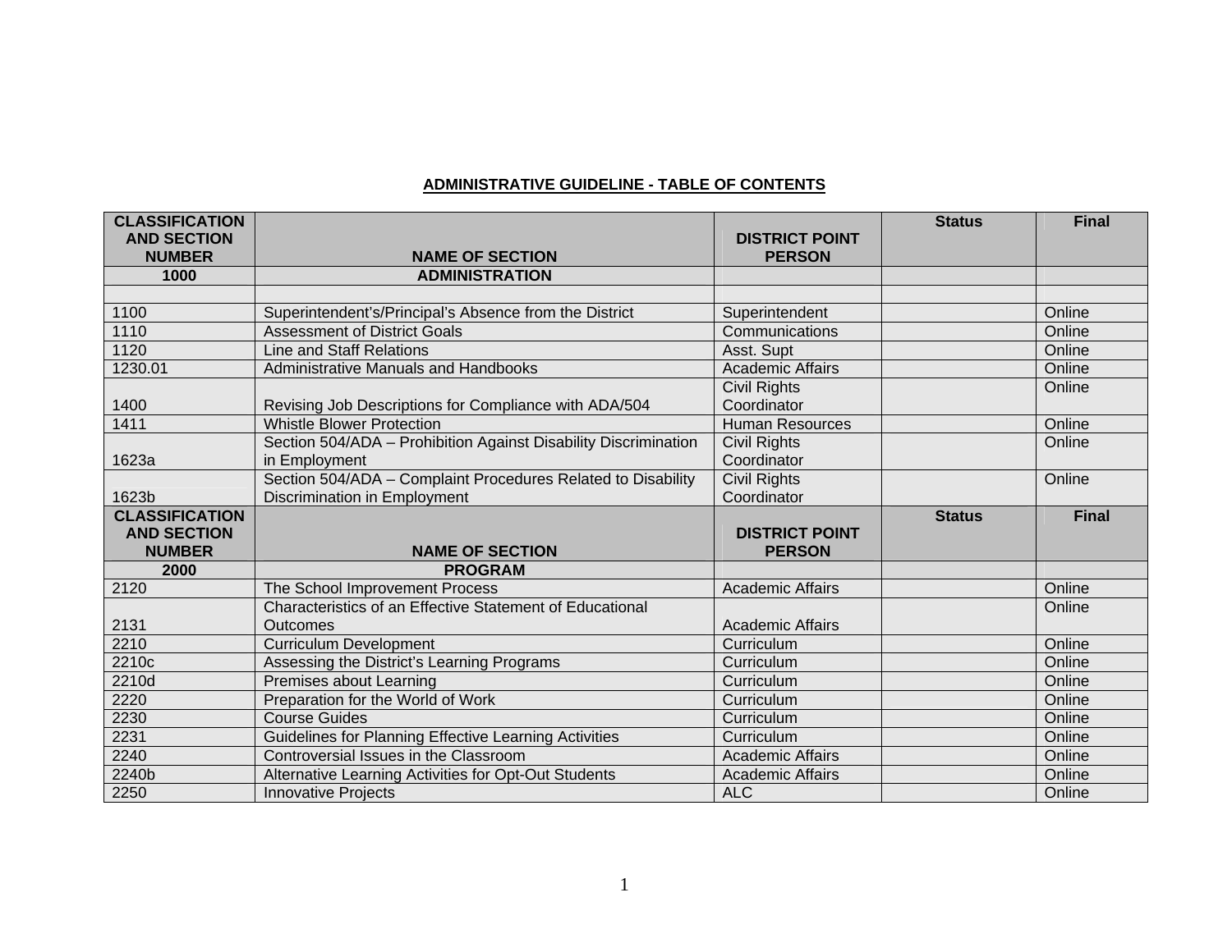**ADMINISTRATIVE GUIDELINE - TABLE OF CONTENTS**

| CLASSIFICATION AND SECTION NUMBER | NAME OF SECTION | DISTRICT POINT PERSON | Status | Final |
|---|---|---|---|---|
| **1000** | **ADMINISTRATION** | | | |
| | | | | |
| 1100 | Superintendent's/Principal's Absence from the District | Superintendent | | Online |
| 1110 | Assessment of District Goals | Communications | | Online |
| 1120 | Line and Staff Relations | Asst. Supt | | Online |
| 1230.01 | Administrative Manuals and Handbooks | Academic Affairs | | Online |
| 1400 | Revising Job Descriptions for Compliance with ADA/504 | Civil Rights Coordinator | | Online |
| 1411 | Whistle Blower Protection | Human Resources | | Online |
| 1623a | Section 504/ADA – Prohibition Against Disability Discrimination in Employment | Civil Rights Coordinator | | Online |
| 1623b | Section 504/ADA – Complaint Procedures Related to Disability Discrimination in Employment | Civil Rights Coordinator | | Online |
| **CLASSIFICATION AND SECTION NUMBER** | **NAME OF SECTION** | **DISTRICT POINT PERSON** | **Status** | **Final** |
| **2000** | **PROGRAM** | | | |
| 2120 | The School Improvement Process | Academic Affairs | | Online |
| 2131 | Characteristics of an Effective Statement of Educational Outcomes | Academic Affairs | | Online |
| 2210 | Curriculum Development | Curriculum | | Online |
| 2210c | Assessing the District's Learning Programs | Curriculum | | Online |
| 2210d | Premises about Learning | Curriculum | | Online |
| 2220 | Preparation for the World of Work | Curriculum | | Online |
| 2230 | Course Guides | Curriculum | | Online |
| 2231 | Guidelines for Planning Effective Learning Activities | Curriculum | | Online |
| 2240 | Controversial Issues in the Classroom | Academic Affairs | | Online |
| 2240b | Alternative Learning Activities for Opt-Out Students | Academic Affairs | | Online |
| 2250 | Innovative Projects | ALC | | Online |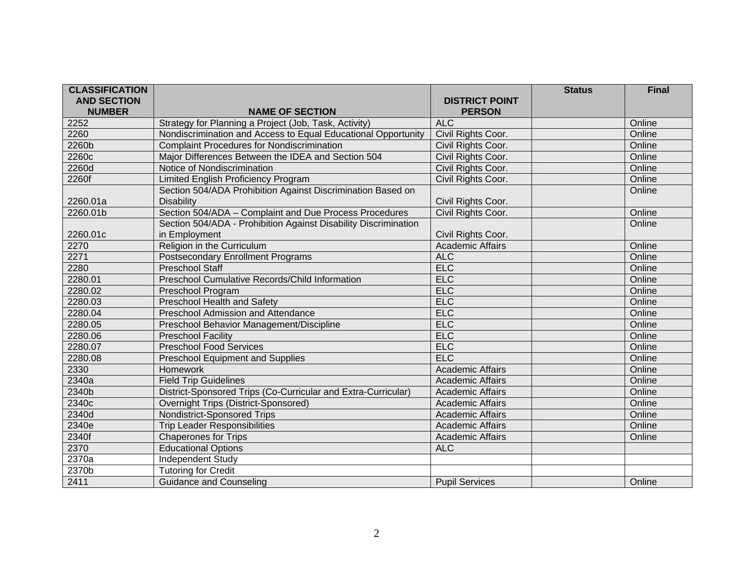| CLASSIFICATION AND SECTION NUMBER | NAME OF SECTION | DISTRICT POINT PERSON | Status | Final |
|---|---|---|---|---|
| 2252 | Strategy for Planning a Project (Job, Task, Activity) | ALC | | Online |
| 2260 | Nondiscrimination and Access to Equal Educational Opportunity | Civil Rights Coor. | | Online |
| 2260b | Complaint Procedures for Nondiscrimination | Civil Rights Coor. | | Online |
| 2260c | Major Differences Between the IDEA and Section 504 | Civil Rights Coor. | | Online |
| 2260d | Notice of Nondiscrimination | Civil Rights Coor. | | Online |
| 2260f | Limited English Proficiency Program | Civil Rights Coor. | | Online |
| 2260.01a | Section 504/ADA Prohibition Against Discrimination Based on Disability | Civil Rights Coor. | | Online |
| 2260.01b | Section 504/ADA – Complaint and Due Process Procedures | Civil Rights Coor. | | Online |
| 2260.01c | Section 504/ADA - Prohibition Against Disability Discrimination in Employment | Civil Rights Coor. | | Online |
| 2270 | Religion in the Curriculum | Academic Affairs | | Online |
| 2271 | Postsecondary Enrollment Programs | ALC | | Online |
| 2280 | Preschool Staff | ELC | | Online |
| 2280.01 | Preschool Cumulative Records/Child Information | ELC | | Online |
| 2280.02 | Preschool Program | ELC | | Online |
| 2280.03 | Preschool Health and Safety | ELC | | Online |
| 2280.04 | Preschool Admission and Attendance | ELC | | Online |
| 2280.05 | Preschool Behavior Management/Discipline | ELC | | Online |
| 2280.06 | Preschool Facility | ELC | | Online |
| 2280.07 | Preschool Food Services | ELC | | Online |
| 2280.08 | Preschool Equipment and Supplies | ELC | | Online |
| 2330 | Homework | Academic Affairs | | Online |
| 2340a | Field Trip Guidelines | Academic Affairs | | Online |
| 2340b | District-Sponsored Trips (Co-Curricular and Extra-Curricular) | Academic Affairs | | Online |
| 2340c | Overnight Trips (District-Sponsored) | Academic Affairs | | Online |
| 2340d | Nondistrict-Sponsored Trips | Academic Affairs | | Online |
| 2340e | Trip Leader Responsibilities | Academic Affairs | | Online |
| 2340f | Chaperones for Trips | Academic Affairs | | Online |
| 2370 | Educational Options | ALC | | |
| 2370a | Independent Study | | | |
| 2370b | Tutoring for Credit | | | |
| 2411 | Guidance and Counseling | Pupil Services | | Online |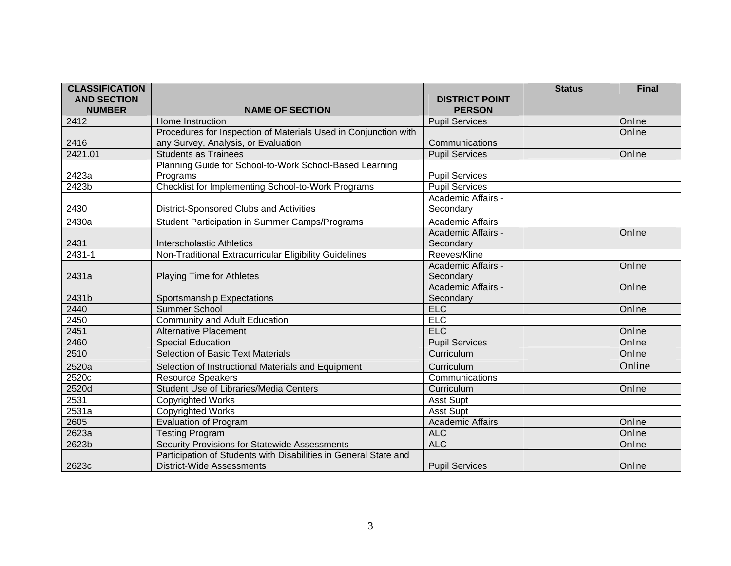| CLASSIFICATION AND SECTION NUMBER | NAME OF SECTION | DISTRICT POINT PERSON | Status | Final |
|---|---|---|---|---|
| 2412 | Home Instruction | Pupil Services | | Online |
| 2416 | Procedures for Inspection of Materials Used in Conjunction with any Survey, Analysis, or Evaluation | Communications | | Online |
| 2421.01 | Students as Trainees | Pupil Services | | Online |
| 2423a | Planning Guide for School-to-Work School-Based Learning Programs | Pupil Services | | |
| 2423b | Checklist for Implementing School-to-Work Programs | Pupil Services | | |
| 2430 | District-Sponsored Clubs and Activities | Academic Affairs - Secondary | | |
| 2430a | Student Participation in Summer Camps/Programs | Academic Affairs | | |
| 2431 | Interscholastic Athletics | Academic Affairs - Secondary | | Online |
| 2431-1 | Non-Traditional Extracurricular Eligibility Guidelines | Reeves/Kline | | |
| 2431a | Playing Time for Athletes | Academic Affairs - Secondary | | Online |
| 2431b | Sportsmanship Expectations | Academic Affairs - Secondary | | Online |
| 2440 | Summer School | ELC | | Online |
| 2450 | Community and Adult Education | ELC | | |
| 2451 | Alternative Placement | ELC | | Online |
| 2460 | Special Education | Pupil Services | | Online |
| 2510 | Selection of Basic Text Materials | Curriculum | | Online |
| 2520a | Selection of Instructional Materials and Equipment | Curriculum | | Online |
| 2520c | Resource Speakers | Communications | | |
| 2520d | Student Use of Libraries/Media Centers | Curriculum | | Online |
| 2531 | Copyrighted Works | Asst Supt | | |
| 2531a | Copyrighted Works | Asst Supt | | |
| 2605 | Evaluation of Program | Academic Affairs | | Online |
| 2623a | Testing Program | ALC | | Online |
| 2623b | Security Provisions for Statewide Assessments | ALC | | Online |
| 2623c | Participation of Students with Disabilities in General State and District-Wide Assessments | Pupil Services | | Online |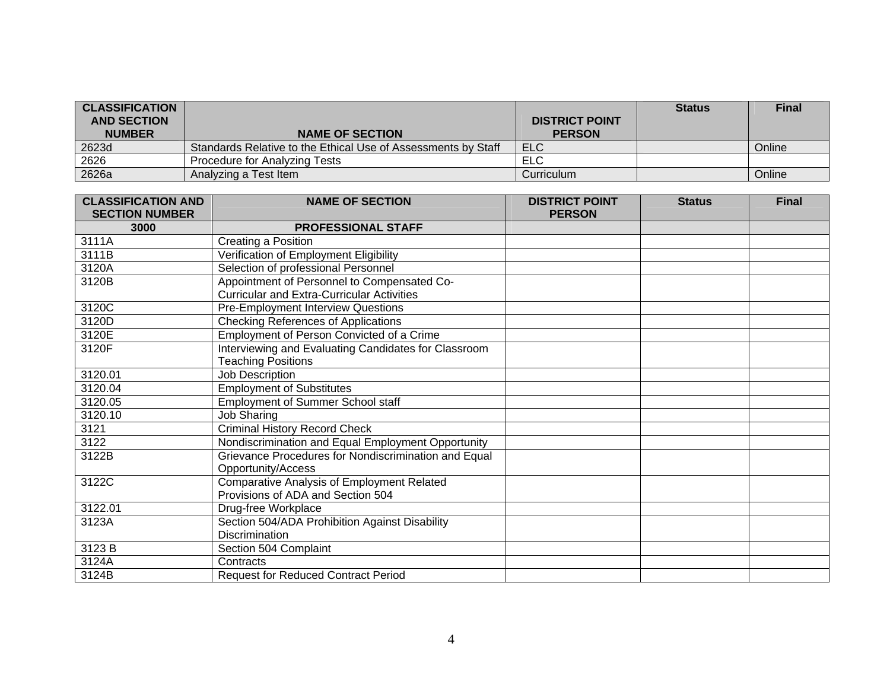| CLASSIFICATION AND SECTION NUMBER | NAME OF SECTION | DISTRICT POINT PERSON | Status | Final |
|---|---|---|---|---|
| 2623d | Standards Relative to the Ethical Use of Assessments by Staff | ELC | | Online |
| 2626 | Procedure for Analyzing Tests | ELC | | |
| 2626a | Analyzing a Test Item | Curriculum | | Online |

| CLASSIFICATION AND SECTION NUMBER | NAME OF SECTION | DISTRICT POINT PERSON | Status | Final |
|---|---|---|---|---|
| **3000** | **PROFESSIONAL STAFF** | | | |
| 3111A | Creating a Position | | | |
| 3111B | Verification of Employment Eligibility | | | |
| 3120A | Selection of professional Personnel | | | |
| 3120B | Appointment of Personnel to Compensated Co-Curricular and Extra-Curricular Activities | | | |
| 3120C | Pre-Employment Interview Questions | | | |
| 3120D | Checking References of Applications | | | |
| 3120E | Employment of Person Convicted of a Crime | | | |
| 3120F | Interviewing and Evaluating Candidates for Classroom Teaching Positions | | | |
| 3120.01 | Job Description | | | |
| 3120.04 | Employment of Substitutes | | | |
| 3120.05 | Employment of Summer School staff | | | |
| 3120.10 | Job Sharing | | | |
| 3121 | Criminal History Record Check | | | |
| 3122 | Nondiscrimination and Equal Employment Opportunity | | | |
| 3122B | Grievance Procedures for Nondiscrimination and Equal Opportunity/Access | | | |
| 3122C | Comparative Analysis of Employment Related Provisions of ADA and Section 504 | | | |
| 3122.01 | Drug-free Workplace | | | |
| 3123A | Section 504/ADA Prohibition Against Disability Discrimination | | | |
| 3123 B | Section 504 Complaint | | | |
| 3124A | Contracts | | | |
| 3124B | Request for Reduced Contract Period | | | |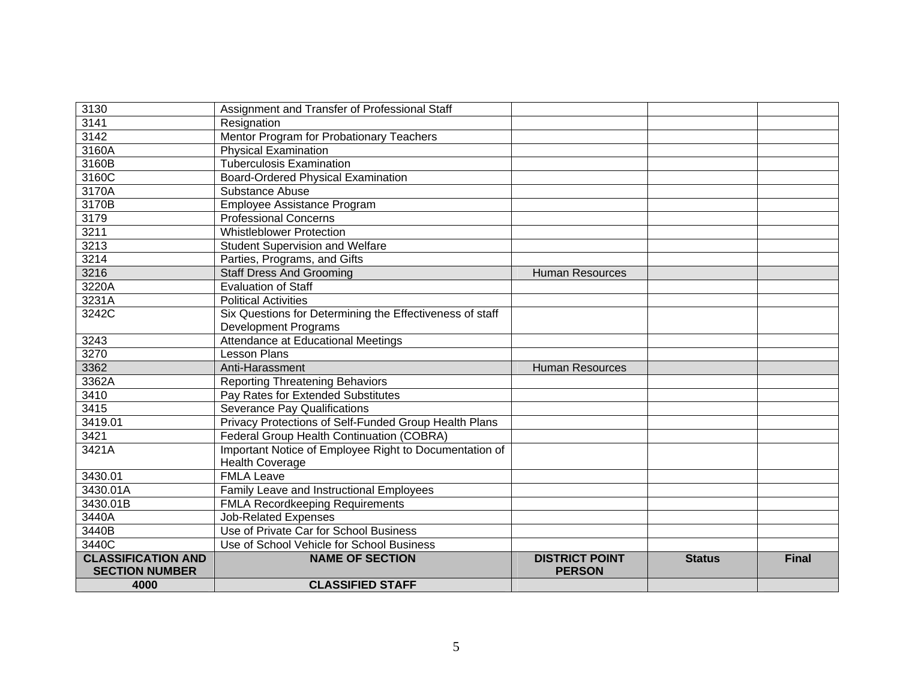| 3130 | Assignment and Transfer of Professional Staff | | | |
|---|---|---|---|---|
| 3141 | Resignation | | | |
| 3142 | Mentor Program for Probationary Teachers | | | |
| 3160A | Physical Examination | | | |
| 3160B | Tuberculosis Examination | | | |
| 3160C | Board-Ordered Physical Examination | | | |
| 3170A | Substance Abuse | | | |
| 3170B | Employee Assistance Program | | | |
| 3179 | Professional Concerns | | | |
| 3211 | Whistleblower Protection | | | |
| 3213 | Student Supervision and Welfare | | | |
| 3214 | Parties, Programs, and Gifts | | | |
| 3216 | Staff Dress And Grooming | Human Resources | | |
| 3220A | Evaluation of Staff | | | |
| 3231A | Political Activities | | | |
| 3242C | Six Questions for Determining the Effectiveness of staff Development Programs | | | |
| 3243 | Attendance at Educational Meetings | | | |
| 3270 | Lesson Plans | | | |
| 3362 | Anti-Harassment | Human Resources | | |
| 3362A | Reporting Threatening Behaviors | | | |
| 3410 | Pay Rates for Extended Substitutes | | | |
| 3415 | Severance Pay Qualifications | | | |
| 3419.01 | Privacy Protections of Self-Funded Group Health Plans | | | |
| 3421 | Federal Group Health Continuation (COBRA) | | | |
| 3421A | Important Notice of Employee Right to Documentation of Health Coverage | | | |
| 3430.01 | FMLA Leave | | | |
| 3430.01A | Family Leave and Instructional Employees | | | |
| 3430.01B | FMLA Recordkeeping Requirements | | | |
| 3440A | Job-Related Expenses | | | |
| 3440B | Use of Private Car for School Business | | | |
| 3440C | Use of School Vehicle for School Business | | | |
| **CLASSIFICATION AND SECTION NUMBER** | **NAME OF SECTION** | **DISTRICT POINT PERSON** | **Status** | **Final** |
| **4000** | **CLASSIFIED STAFF** | | | |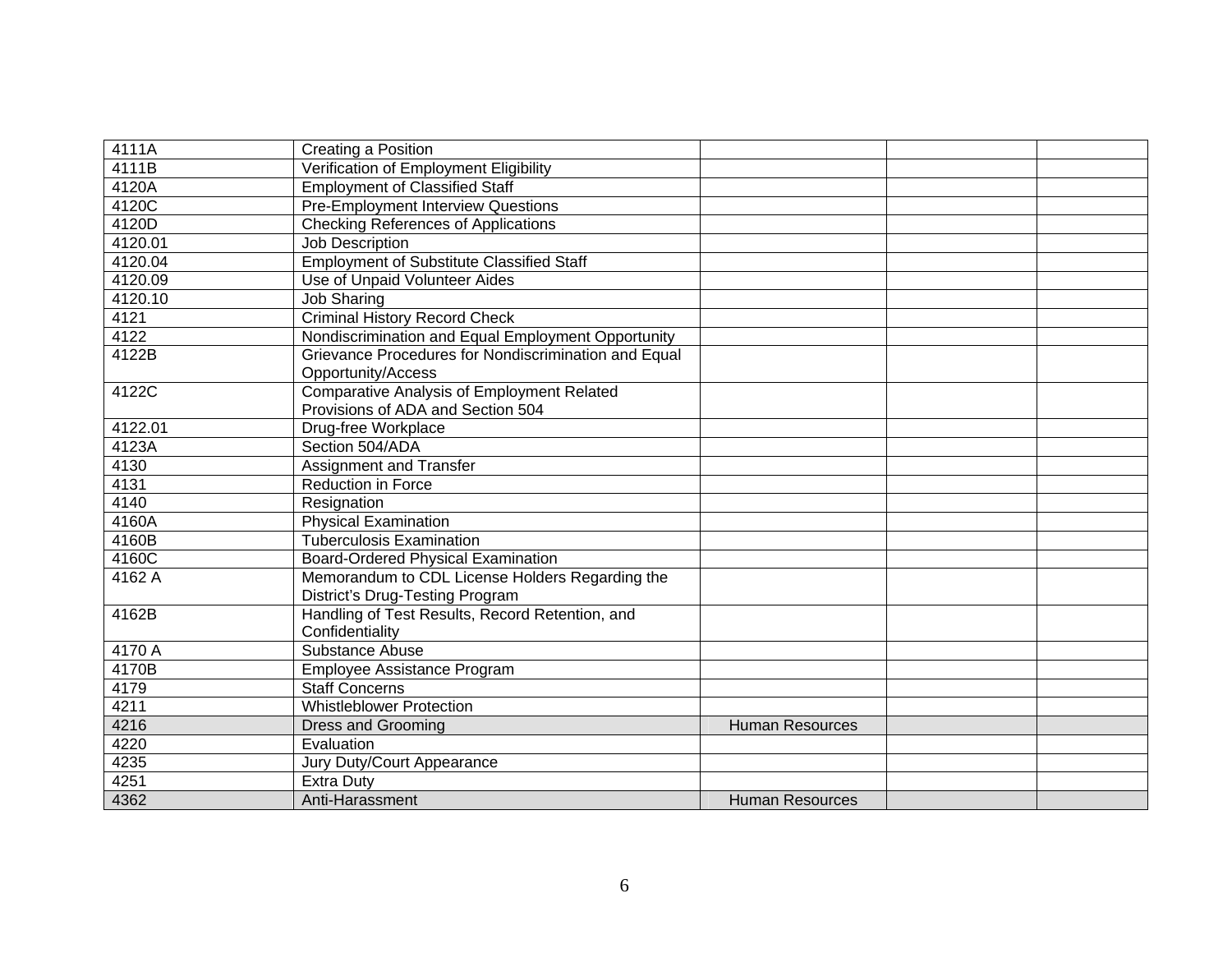| | | | | |
|---|---|---|---|---|
| 4111A | Creating a Position | | | |
| 4111B | Verification of Employment Eligibility | | | |
| 4120A | Employment of Classified Staff | | | |
| 4120C | Pre-Employment Interview Questions | | | |
| 4120D | Checking References of Applications | | | |
| 4120.01 | Job Description | | | |
| 4120.04 | Employment of Substitute Classified Staff | | | |
| 4120.09 | Use of Unpaid Volunteer Aides | | | |
| 4120.10 | Job Sharing | | | |
| 4121 | Criminal History Record Check | | | |
| 4122 | Nondiscrimination and Equal Employment Opportunity | | | |
| 4122B | Grievance Procedures for Nondiscrimination and Equal Opportunity/Access | | | |
| 4122C | Comparative Analysis of Employment Related Provisions of ADA and Section 504 | | | |
| 4122.01 | Drug-free Workplace | | | |
| 4123A | Section 504/ADA | | | |
| 4130 | Assignment and Transfer | | | |
| 4131 | Reduction in Force | | | |
| 4140 | Resignation | | | |
| 4160A | Physical Examination | | | |
| 4160B | Tuberculosis Examination | | | |
| 4160C | Board-Ordered Physical Examination | | | |
| 4162 A | Memorandum to CDL License Holders Regarding the District's Drug-Testing Program | | | |
| 4162B | Handling of Test Results, Record Retention, and Confidentiality | | | |
| 4170 A | Substance Abuse | | | |
| 4170B | Employee Assistance Program | | | |
| 4179 | Staff Concerns | | | |
| 4211 | Whistleblower Protection | | | |
| 4216 | Dress and Grooming | Human Resources | | |
| 4220 | Evaluation | | | |
| 4235 | Jury Duty/Court Appearance | | | |
| 4251 | Extra Duty | | | |
| 4362 | Anti-Harassment | Human Resources | | |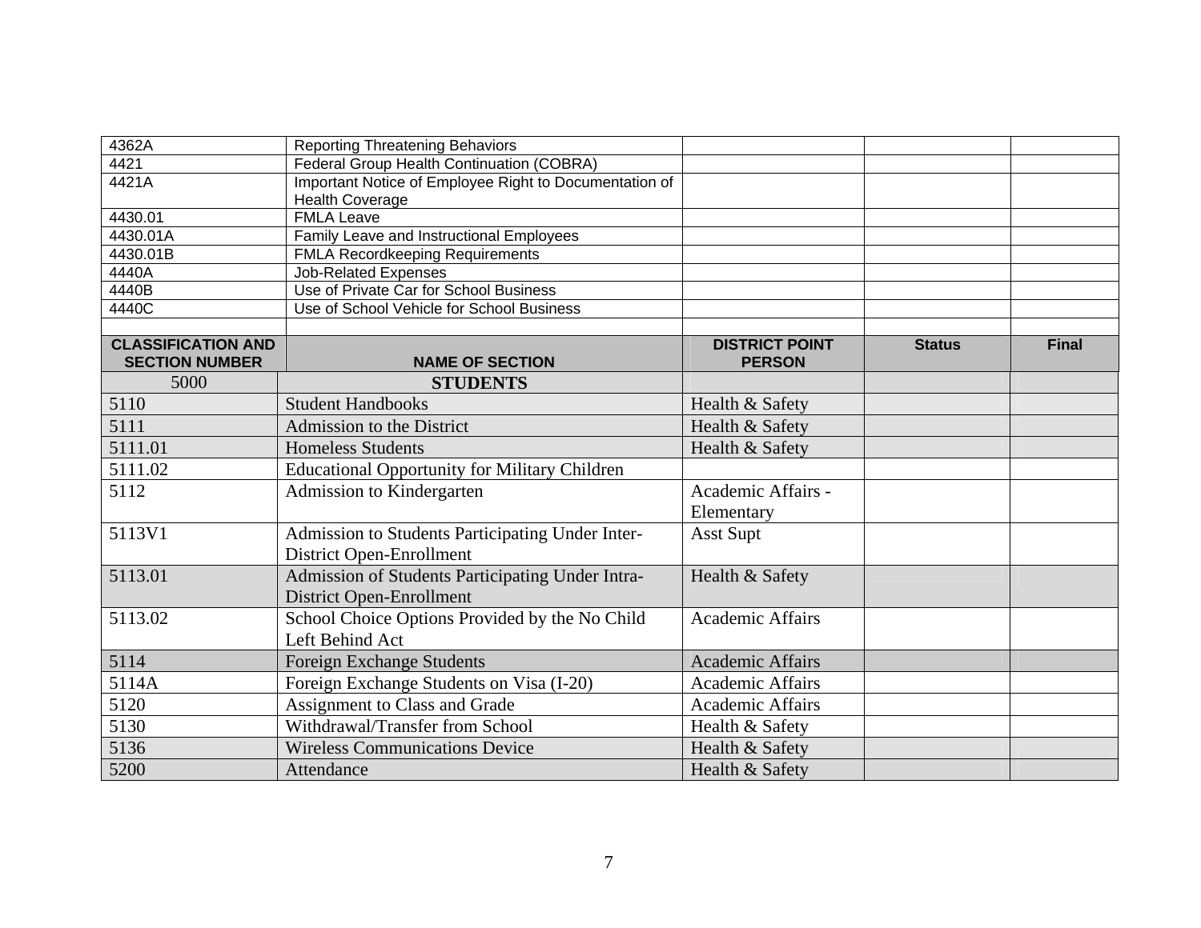| 4362A | Reporting Threatening Behaviors | | | |
|---|---|---|---|---|
| 4421 | Federal Group Health Continuation (COBRA) | | | |
| 4421A | Important Notice of Employee Right to Documentation of Health Coverage | | | |
| 4430.01 | FMLA Leave | | | |
| 4430.01A | Family Leave and Instructional Employees | | | |
| 4430.01B | FMLA Recordkeeping Requirements | | | |
| 4440A | Job-Related Expenses | | | |
| 4440B | Use of Private Car for School Business | | | |
| 4440C | Use of School Vehicle for School Business | | | |
| | | | | |
| **CLASSIFICATION AND SECTION NUMBER** | **NAME OF SECTION** | **DISTRICT POINT PERSON** | **Status** | **Final** |
| 5000 | **STUDENTS** | | | |
| 5110 | Student Handbooks | Health & Safety | | |
| 5111 | Admission to the District | Health & Safety | | |
| 5111.01 | Homeless Students | Health & Safety | | |
| 5111.02 | Educational Opportunity for Military Children | | | |
| 5112 | Admission to Kindergarten | Academic Affairs - Elementary | | |
| 5113V1 | Admission to Students Participating Under Inter-District Open-Enrollment | Asst Supt | | |
| 5113.01 | Admission of Students Participating Under Intra-District Open-Enrollment | Health & Safety | | |
| 5113.02 | School Choice Options Provided by the No Child Left Behind Act | Academic Affairs | | |
| 5114 | Foreign Exchange Students | Academic Affairs | | |
| 5114A | Foreign Exchange Students on Visa (I-20) | Academic Affairs | | |
| 5120 | Assignment to Class and Grade | Academic Affairs | | |
| 5130 | Withdrawal/Transfer from School | Health & Safety | | |
| 5136 | Wireless Communications Device | Health & Safety | | |
| 5200 | Attendance | Health & Safety | | |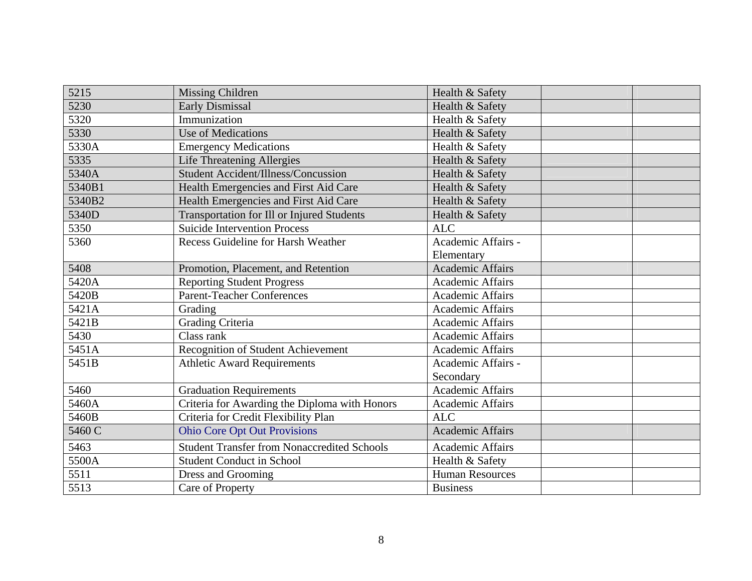| | | | | |
|---|---|---|---|---|
| 5215 | Missing Children | Health & Safety | | |
| 5230 | Early Dismissal | Health & Safety | | |
| 5320 | Immunization | Health & Safety | | |
| 5330 | Use of Medications | Health & Safety | | |
| 5330A | Emergency Medications | Health & Safety | | |
| 5335 | Life Threatening Allergies | Health & Safety | | |
| 5340A | Student Accident/Illness/Concussion | Health & Safety | | |
| 5340B1 | Health Emergencies and First Aid Care | Health & Safety | | |
| 5340B2 | Health Emergencies and First Aid Care | Health & Safety | | |
| 5340D | Transportation for Ill or Injured Students | Health & Safety | | |
| 5350 | Suicide Intervention Process | ALC | | |
| 5360 | Recess Guideline for Harsh Weather | Academic Affairs - Elementary | | |
| 5408 | Promotion, Placement, and Retention | Academic Affairs | | |
| 5420A | Reporting Student Progress | Academic Affairs | | |
| 5420B | Parent-Teacher Conferences | Academic Affairs | | |
| 5421A | Grading | Academic Affairs | | |
| 5421B | Grading Criteria | Academic Affairs | | |
| 5430 | Class rank | Academic Affairs | | |
| 5451A | Recognition of Student Achievement | Academic Affairs | | |
| 5451B | Athletic Award Requirements | Academic Affairs - Secondary | | |
| 5460 | Graduation Requirements | Academic Affairs | | |
| 5460A | Criteria for Awarding the Diploma with Honors | Academic Affairs | | |
| 5460B | Criteria for Credit Flexibility Plan | ALC | | |
| 5460 C | Ohio Core Opt Out Provisions | Academic Affairs | | |
| 5463 | Student Transfer from Nonaccredited Schools | Academic Affairs | | |
| 5500A | Student Conduct in School | Health & Safety | | |
| 5511 | Dress and Grooming | Human Resources | | |
| 5513 | Care of Property | Business | | |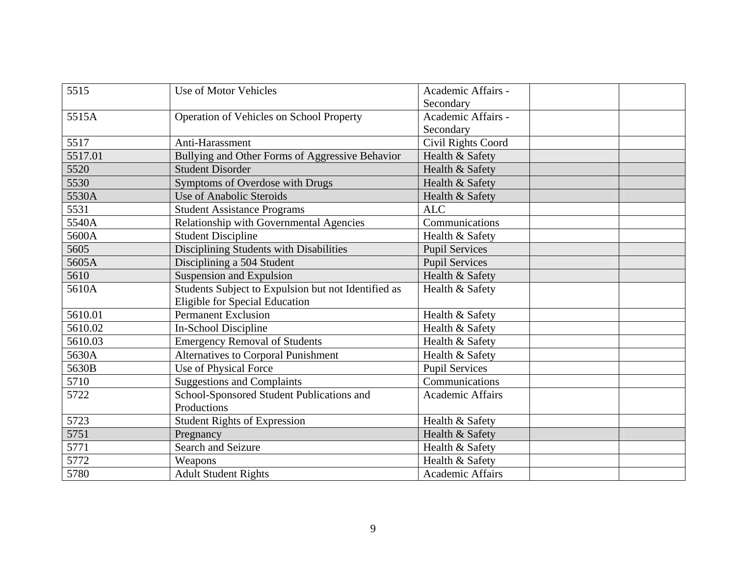| 5515 | Use of Motor Vehicles | Academic Affairs - Secondary | | |
|---|---|---|---|---|
| 5515A | Operation of Vehicles on School Property | Academic Affairs - Secondary | | |
| 5517 | Anti-Harassment | Civil Rights Coord | | |
| 5517.01 | Bullying and Other Forms of Aggressive Behavior | Health & Safety | | |
| 5520 | Student Disorder | Health & Safety | | |
| 5530 | Symptoms of Overdose with Drugs | Health & Safety | | |
| 5530A | Use of Anabolic Steroids | Health & Safety | | |
| 5531 | Student Assistance Programs | ALC | | |
| 5540A | Relationship with Governmental Agencies | Communications | | |
| 5600A | Student Discipline | Health & Safety | | |
| 5605 | Disciplining Students with Disabilities | Pupil Services | | |
| 5605A | Disciplining a 504 Student | Pupil Services | | |
| 5610 | Suspension and Expulsion | Health & Safety | | |
| 5610A | Students Subject to Expulsion but not Identified as Eligible for Special Education | Health & Safety | | |
| 5610.01 | Permanent Exclusion | Health & Safety | | |
| 5610.02 | In-School Discipline | Health & Safety | | |
| 5610.03 | Emergency Removal of Students | Health & Safety | | |
| 5630A | Alternatives to Corporal Punishment | Health & Safety | | |
| 5630B | Use of Physical Force | Pupil Services | | |
| 5710 | Suggestions and Complaints | Communications | | |
| 5722 | School-Sponsored Student Publications and Productions | Academic Affairs | | |
| 5723 | Student Rights of Expression | Health & Safety | | |
| 5751 | Pregnancy | Health & Safety | | |
| 5771 | Search and Seizure | Health & Safety | | |
| 5772 | Weapons | Health & Safety | | |
| 5780 | Adult Student Rights | Academic Affairs | | |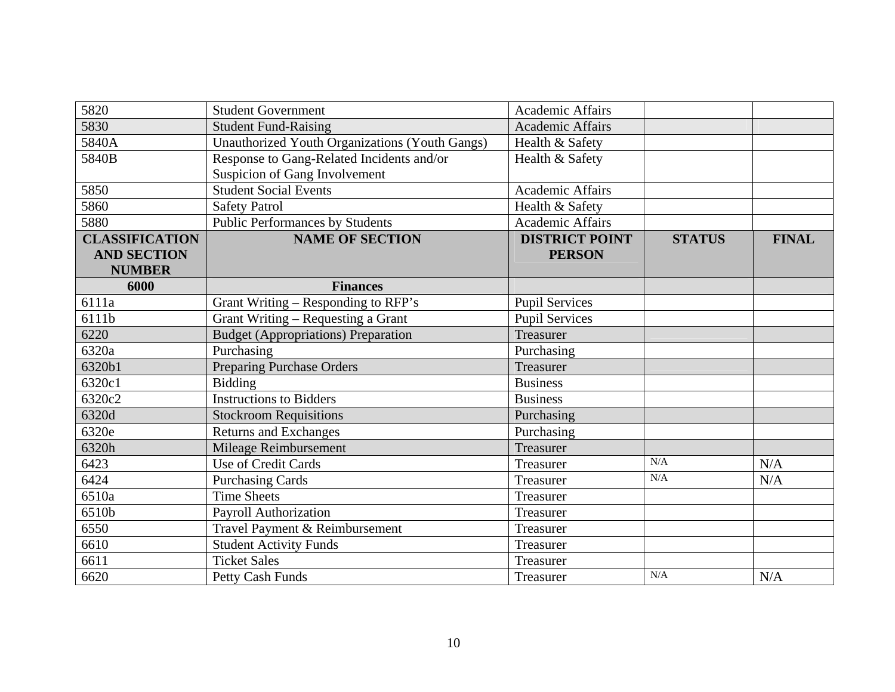| | | | | |
|---|---|---|---|---|
| 5820 | Student Government | Academic Affairs | | |
| 5830 | Student Fund-Raising | Academic Affairs | | |
| 5840A | Unauthorized Youth Organizations (Youth Gangs) | Health & Safety | | |
| 5840B | Response to Gang-Related Incidents and/or Suspicion of Gang Involvement | Health & Safety | | |
| 5850 | Student Social Events | Academic Affairs | | |
| 5860 | Safety Patrol | Health & Safety | | |
| 5880 | Public Performances by Students | Academic Affairs | | |

| CLASSIFICATION AND SECTION NUMBER | NAME OF SECTION | DISTRICT POINT PERSON | STATUS | FINAL |
|---|---|---|---|---|
| **6000** | **Finances** | | | |
| 6111a | Grant Writing – Responding to RFP's | Pupil Services | | |
| 6111b | Grant Writing – Requesting a Grant | Pupil Services | | |
| 6220 | Budget (Appropriations) Preparation | Treasurer | | |
| 6320a | Purchasing | Purchasing | | |
| 6320b1 | Preparing Purchase Orders | Treasurer | | |
| 6320c1 | Bidding | Business | | |
| 6320c2 | Instructions to Bidders | Business | | |
| 6320d | Stockroom Requisitions | Purchasing | | |
| 6320e | Returns and Exchanges | Purchasing | | |
| 6320h | Mileage Reimbursement | Treasurer | | |
| 6423 | Use of Credit Cards | Treasurer | N/A | N/A |
| 6424 | Purchasing Cards | Treasurer | N/A | N/A |
| 6510a | Time Sheets | Treasurer | | |
| 6510b | Payroll Authorization | Treasurer | | |
| 6550 | Travel Payment & Reimbursement | Treasurer | | |
| 6610 | Student Activity Funds | Treasurer | | |
| 6611 | Ticket Sales | Treasurer | | |
| 6620 | Petty Cash Funds | Treasurer | N/A | N/A |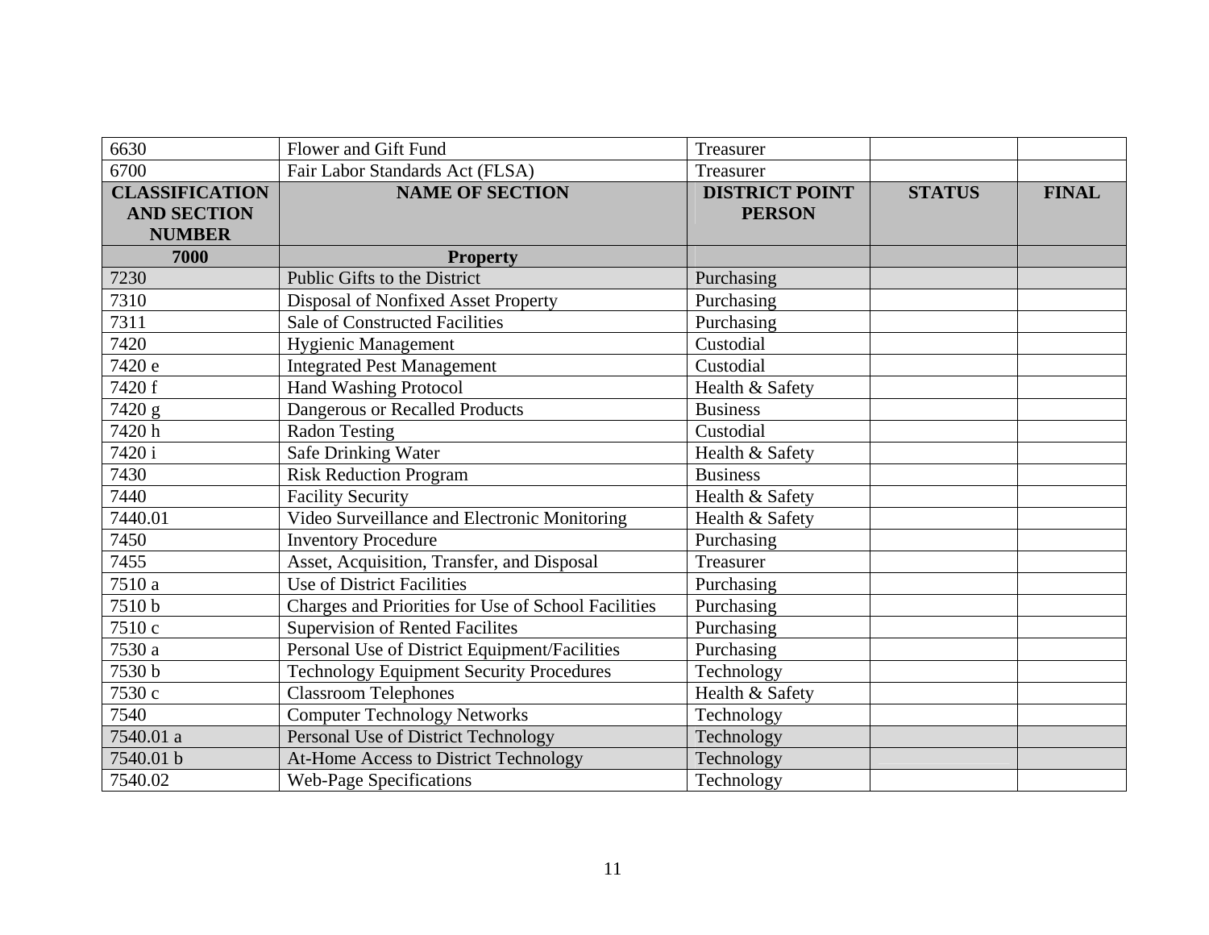| 6630 | Flower and Gift Fund | Treasurer | | |
|---|---|---|---|---|
| 6700 | Fair Labor Standards Act (FLSA) | Treasurer | | |
| **CLASSIFICATION AND SECTION NUMBER** | **NAME OF SECTION** | **DISTRICT POINT PERSON** | **STATUS** | **FINAL** |
| **7000** | **Property** | | | |
| 7230 | Public Gifts to the District | Purchasing | | |
| 7310 | Disposal of Nonfixed Asset Property | Purchasing | | |
| 7311 | Sale of Constructed Facilities | Purchasing | | |
| 7420 | Hygienic Management | Custodial | | |
| 7420 e | Integrated Pest Management | Custodial | | |
| 7420 f | Hand Washing Protocol | Health & Safety | | |
| 7420 g | Dangerous or Recalled Products | Business | | |
| 7420 h | Radon Testing | Custodial | | |
| 7420 i | Safe Drinking Water | Health & Safety | | |
| 7430 | Risk Reduction Program | Business | | |
| 7440 | Facility Security | Health & Safety | | |
| 7440.01 | Video Surveillance and Electronic Monitoring | Health & Safety | | |
| 7450 | Inventory Procedure | Purchasing | | |
| 7455 | Asset, Acquisition, Transfer, and Disposal | Treasurer | | |
| 7510 a | Use of District Facilities | Purchasing | | |
| 7510 b | Charges and Priorities for Use of School Facilities | Purchasing | | |
| 7510 c | Supervision of Rented Facilites | Purchasing | | |
| 7530 a | Personal Use of District Equipment/Facilities | Purchasing | | |
| 7530 b | Technology Equipment Security Procedures | Technology | | |
| 7530 c | Classroom Telephones | Health & Safety | | |
| 7540 | Computer Technology Networks | Technology | | |
| 7540.01 a | Personal Use of District Technology | Technology | | |
| 7540.01 b | At-Home Access to District Technology | Technology | | |
| 7540.02 | Web-Page Specifications | Technology | | |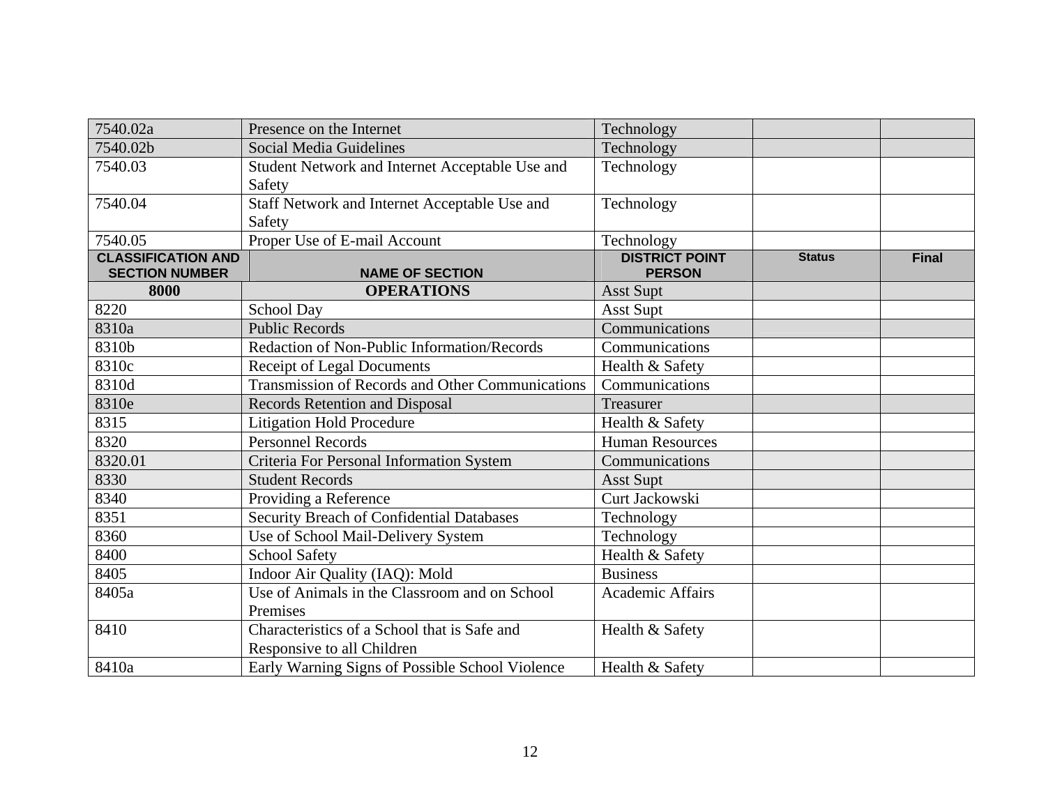| 7540.02a | Presence on the Internet | Technology | | |
|---|---|---|---|---|
| 7540.02b | Social Media Guidelines | Technology | | |
| 7540.03 | Student Network and Internet Acceptable Use and Safety | Technology | | |
| 7540.04 | Staff Network and Internet Acceptable Use and Safety | Technology | | |
| 7540.05 | Proper Use of E-mail Account | Technology | | |
| **CLASSIFICATION AND SECTION NUMBER** | **NAME OF SECTION** | **DISTRICT POINT PERSON** | **Status** | **Final** |
| **8000** | **OPERATIONS** | Asst Supt | | |
| 8220 | School Day | Asst Supt | | |
| 8310a | Public Records | Communications | | |
| 8310b | Redaction of Non-Public Information/Records | Communications | | |
| 8310c | Receipt of Legal Documents | Health & Safety | | |
| 8310d | Transmission of Records and Other Communications | Communications | | |
| 8310e | Records Retention and Disposal | Treasurer | | |
| 8315 | Litigation Hold Procedure | Health & Safety | | |
| 8320 | Personnel Records | Human Resources | | |
| 8320.01 | Criteria For Personal Information System | Communications | | |
| 8330 | Student Records | Asst Supt | | |
| 8340 | Providing a Reference | Curt Jackowski | | |
| 8351 | Security Breach of Confidential Databases | Technology | | |
| 8360 | Use of School Mail-Delivery System | Technology | | |
| 8400 | School Safety | Health & Safety | | |
| 8405 | Indoor Air Quality (IAQ): Mold | Business | | |
| 8405a | Use of Animals in the Classroom and on School Premises | Academic Affairs | | |
| 8410 | Characteristics of a School that is Safe and Responsive to all Children | Health & Safety | | |
| 8410a | Early Warning Signs of Possible School Violence | Health & Safety | | |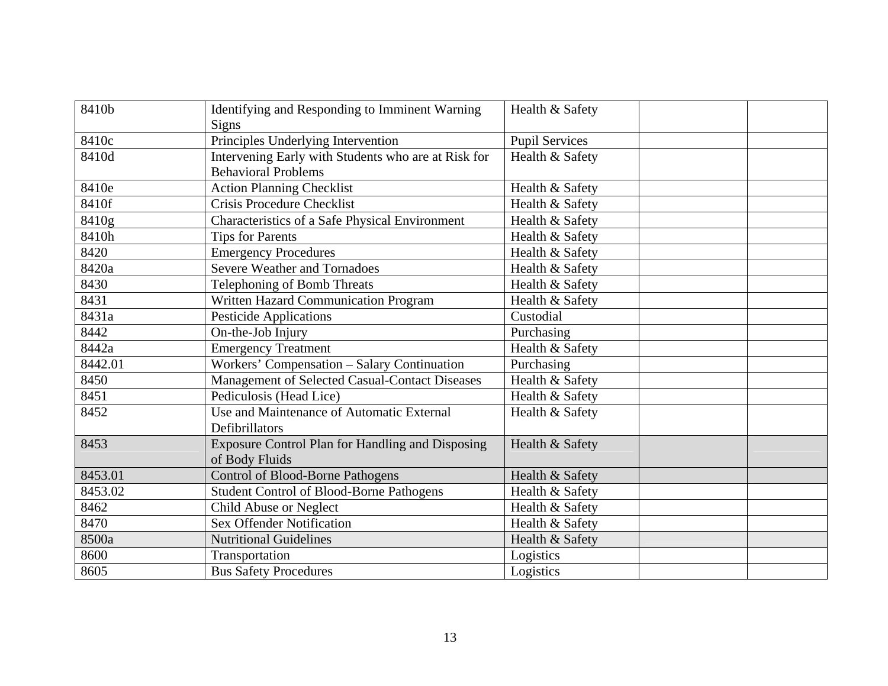| | | | | |
|---|---|---|---|---|
| 8410b | Identifying and Responding to Imminent Warning Signs | Health & Safety | | |
| 8410c | Principles Underlying Intervention | Pupil Services | | |
| 8410d | Intervening Early with Students who are at Risk for Behavioral Problems | Health & Safety | | |
| 8410e | Action Planning Checklist | Health & Safety | | |
| 8410f | Crisis Procedure Checklist | Health & Safety | | |
| 8410g | Characteristics of a Safe Physical Environment | Health & Safety | | |
| 8410h | Tips for Parents | Health & Safety | | |
| 8420 | Emergency Procedures | Health & Safety | | |
| 8420a | Severe Weather and Tornadoes | Health & Safety | | |
| 8430 | Telephoning of Bomb Threats | Health & Safety | | |
| 8431 | Written Hazard Communication Program | Health & Safety | | |
| 8431a | Pesticide Applications | Custodial | | |
| 8442 | On-the-Job Injury | Purchasing | | |
| 8442a | Emergency Treatment | Health & Safety | | |
| 8442.01 | Workers' Compensation – Salary Continuation | Purchasing | | |
| 8450 | Management of Selected Casual-Contact Diseases | Health & Safety | | |
| 8451 | Pediculosis (Head Lice) | Health & Safety | | |
| 8452 | Use and Maintenance of Automatic External Defibrillators | Health & Safety | | |
| 8453 | Exposure Control Plan for Handling and Disposing of Body Fluids | Health & Safety | | |
| 8453.01 | Control of Blood-Borne Pathogens | Health & Safety | | |
| 8453.02 | Student Control of Blood-Borne Pathogens | Health & Safety | | |
| 8462 | Child Abuse or Neglect | Health & Safety | | |
| 8470 | Sex Offender Notification | Health & Safety | | |
| 8500a | Nutritional Guidelines | Health & Safety | | |
| 8600 | Transportation | Logistics | | |
| 8605 | Bus Safety Procedures | Logistics | | |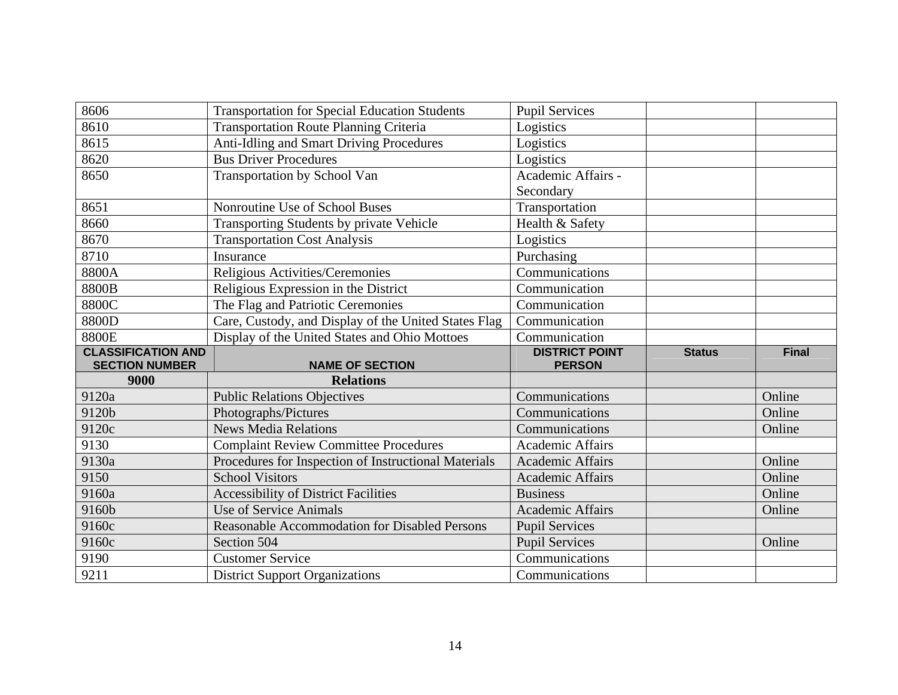| | | | | |
|---|---|---|---|---|
| 8606 | Transportation for Special Education Students | Pupil Services | | |
| 8610 | Transportation Route Planning Criteria | Logistics | | |
| 8615 | Anti-Idling and Smart Driving Procedures | Logistics | | |
| 8620 | Bus Driver Procedures | Logistics | | |
| 8650 | Transportation by School Van | Academic Affairs - Secondary | | |
| 8651 | Nonroutine Use of School Buses | Transportation | | |
| 8660 | Transporting Students by private Vehicle | Health & Safety | | |
| 8670 | Transportation Cost Analysis | Logistics | | |
| 8710 | Insurance | Purchasing | | |
| 8800A | Religious Activities/Ceremonies | Communications | | |
| 8800B | Religious Expression in the District | Communication | | |
| 8800C | The Flag and Patriotic Ceremonies | Communication | | |
| 8800D | Care, Custody, and Display of the United States Flag | Communication | | |
| 8800E | Display of the United States and Ohio Mottoes | Communication | | |
| **CLASSIFICATION AND SECTION NUMBER** | **NAME OF SECTION** | **DISTRICT POINT PERSON** | **Status** | **Final** |
| **9000** | **Relations** | | | |
| 9120a | Public Relations Objectives | Communications | | Online |
| 9120b | Photographs/Pictures | Communications | | Online |
| 9120c | News Media Relations | Communications | | Online |
| 9130 | Complaint Review Committee Procedures | Academic Affairs | | |
| 9130a | Procedures for Inspection of Instructional Materials | Academic Affairs | | Online |
| 9150 | School Visitors | Academic Affairs | | Online |
| 9160a | Accessibility of District Facilities | Business | | Online |
| 9160b | Use of Service Animals | Academic Affairs | | Online |
| 9160c | Reasonable Accommodation for Disabled Persons | Pupil Services | | |
| 9160c | Section 504 | Pupil Services | | Online |
| 9190 | Customer Service | Communications | | |
| 9211 | District Support Organizations | Communications | | |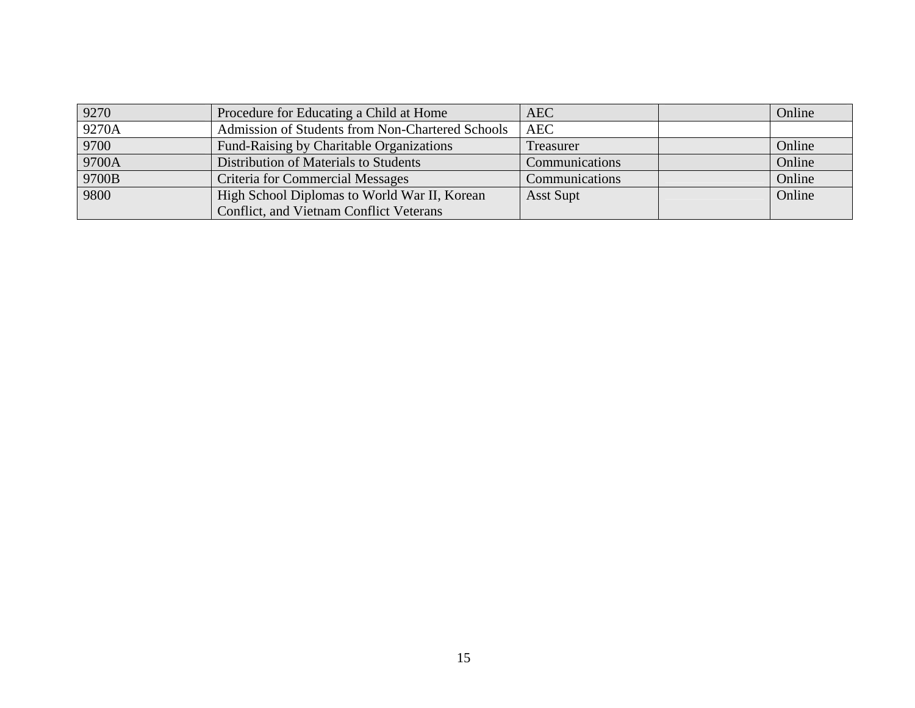| | | | | |
|---|---|---|---|---|
| 9270 | Procedure for Educating a Child at Home | AEC | | Online |
| 9270A | Admission of Students from Non-Chartered Schools | AEC | | |
| 9700 | Fund-Raising by Charitable Organizations | Treasurer | | Online |
| 9700A | Distribution of Materials to Students | Communications | | Online |
| 9700B | Criteria for Commercial Messages | Communications | | Online |
| 9800 | High School Diplomas to World War II, Korean Conflict, and Vietnam Conflict Veterans | Asst Supt | | Online |